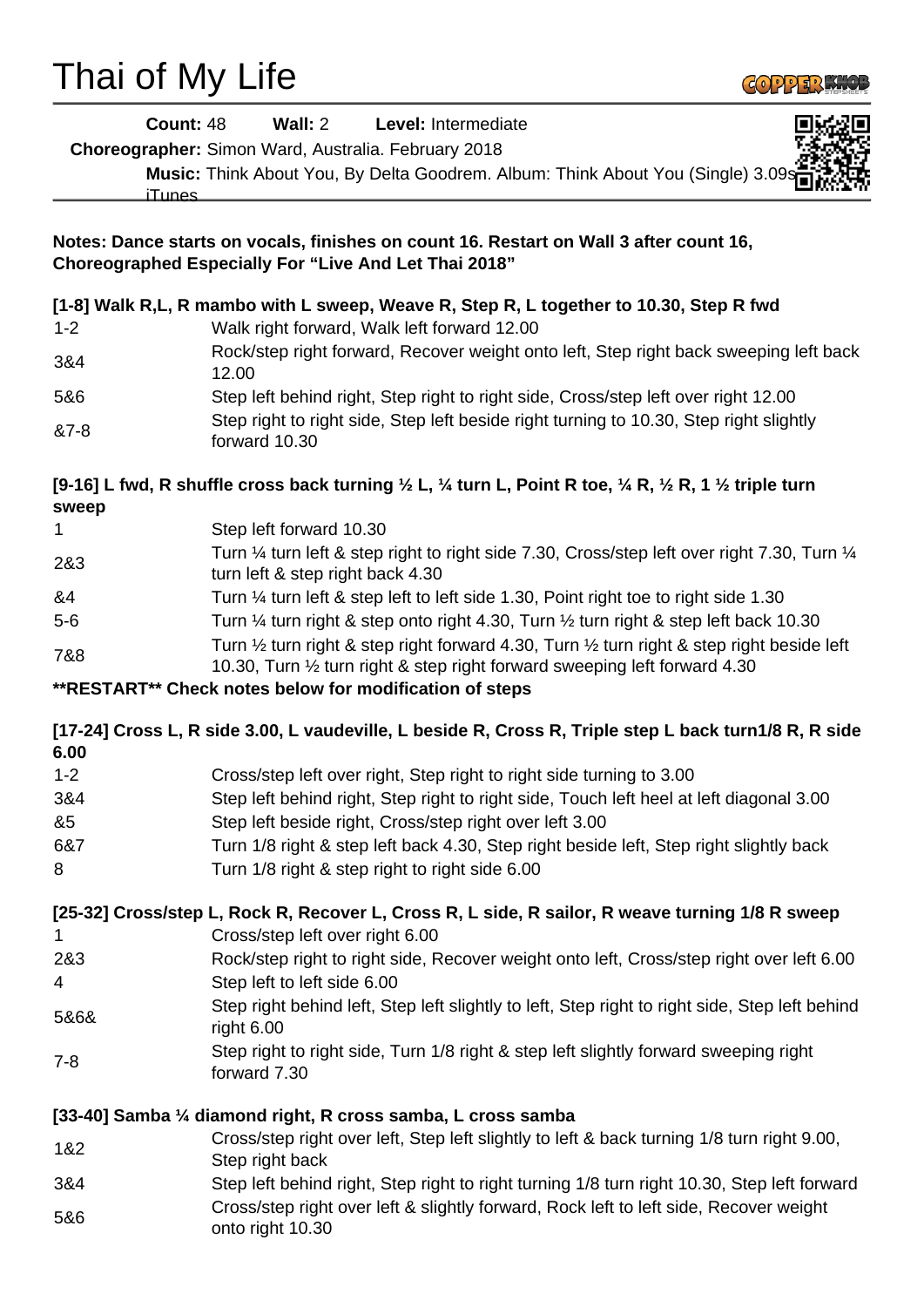# Thai of My Life

**Count:** 48 **Wall:** 2 **Level:** Intermediate

**Choreographer:** Simon Ward, Australia. February 2018

**Music:** Think About You, By Delta Goodrem. Album: Think About You (Single) 3.09s iTunes

**Notes: Dance starts on vocals, finishes on count 16. Restart on Wall 3 after count 16, Choreographed Especially For "Live And Let Thai 2018"**

**[1-8] Walk R,L, R mambo with L sweep, Weave R, Step R, L together to 10.30, Step R fwd**

| | |
|---|---|
| 1-2 | Walk right forward, Walk left forward 12.00 |
| 3&4 | Rock/step right forward, Recover weight onto left, Step right back sweeping left back 12.00 |
| 5&6 | Step left behind right, Step right to right side, Cross/step left over right 12.00 |
| &7-8 | Step right to right side, Step left beside right turning to 10.30, Step right slightly forward 10.30 |

**[9-16] L fwd, R shuffle cross back turning ½ L, ¼ turn L, Point R toe, ¼ R, ½ R, 1 ½ triple turn sweep**

| | |
|---|---|
| 1 | Step left forward 10.30 |
| 2&3 | Turn ¼ turn left & step right to right side 7.30, Cross/step left over right 7.30, Turn ¼ turn left & step right back 4.30 |
| &4 | Turn ¼ turn left & step left to left side 1.30, Point right toe to right side 1.30 |
| 5-6 | Turn ¼ turn right & step onto right 4.30, Turn ½ turn right & step left back 10.30 |
| 7&8 | Turn ½ turn right & step right forward 4.30, Turn ½ turn right & step right beside left 10.30, Turn ½ turn right & step right forward sweeping left forward 4.30 |

**\*\*RESTART\*\* Check notes below for modification of steps**

**[17-24] Cross L, R side 3.00, L vaudeville, L beside R, Cross R, Triple step L back turn1/8 R, R side 6.00**

| | |
|---|---|
| 1-2 | Cross/step left over right, Step right to right side turning to 3.00 |
| 3&4 | Step left behind right, Step right to right side, Touch left heel at left diagonal 3.00 |
| &5 | Step left beside right, Cross/step right over left 3.00 |
| 6&7 | Turn 1/8 right & step left back 4.30, Step right beside left, Step right slightly back |
| 8 | Turn 1/8 right & step right to right side 6.00 |

**[25-32] Cross/step L, Rock R, Recover L, Cross R, L side, R sailor, R weave turning 1/8 R sweep**

| | |
|---|---|
| 1 | Cross/step left over right 6.00 |
| 2&3 | Rock/step right to right side, Recover weight onto left, Cross/step right over left 6.00 |
| 4 | Step left to left side 6.00 |
| 5&6& | Step right behind left, Step left slightly to left, Step right to right side, Step left behind right 6.00 |
| 7-8 | Step right to right side, Turn 1/8 right & step left slightly forward sweeping right forward 7.30 |

**[33-40] Samba ¼ diamond right, R cross samba, L cross samba**

| | |
|---|---|
| 1&2 | Cross/step right over left, Step left slightly to left & back turning 1/8 turn right 9.00, Step right back |
| 3&4 | Step left behind right, Step right to right turning 1/8 turn right 10.30, Step left forward |
| 5&6 | Cross/step right over left & slightly forward, Rock left to left side, Recover weight onto right 10.30 |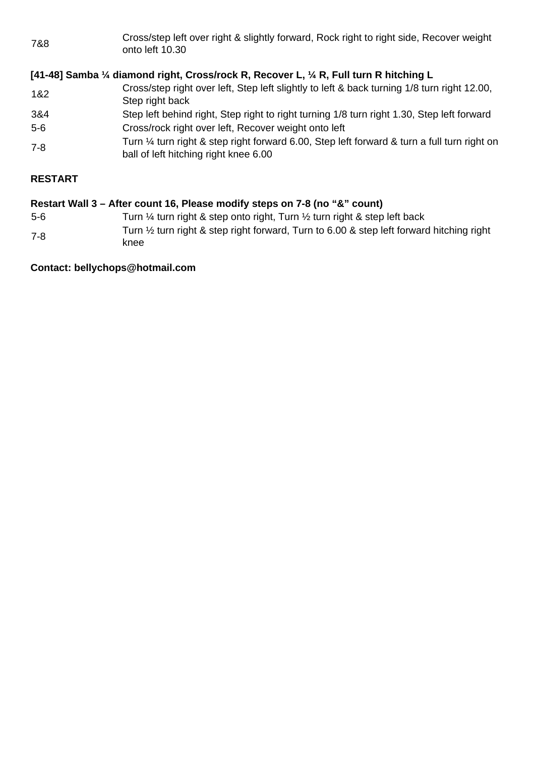| | |
|---|---|
| 7&8 | Cross/step left over right & slightly forward, Rock right to right side, Recover weight onto left 10.30 |

**[41-48] Samba ¼ diamond right, Cross/rock R, Recover L, ¼ R, Full turn R hitching L**

| | |
|---|---|
| 1&2 | Cross/step right over left, Step left slightly to left & back turning 1/8 turn right 12.00, Step right back |
| 3&4 | Step left behind right, Step right to right turning 1/8 turn right 1.30, Step left forward |
| 5-6 | Cross/rock right over left, Recover weight onto left |
| 7-8 | Turn ¼ turn right & step right forward 6.00, Step left forward & turn a full turn right on ball of left hitching right knee 6.00 |

**RESTART**

**Restart Wall 3 – After count 16, Please modify steps on 7-8 (no "&" count)**

| | |
|---|---|
| 5-6 | Turn ¼ turn right & step onto right, Turn ½ turn right & step left back |
| 7-8 | Turn ½ turn right & step right forward, Turn to 6.00 & step left forward hitching right knee |

**Contact: bellychops@hotmail.com**